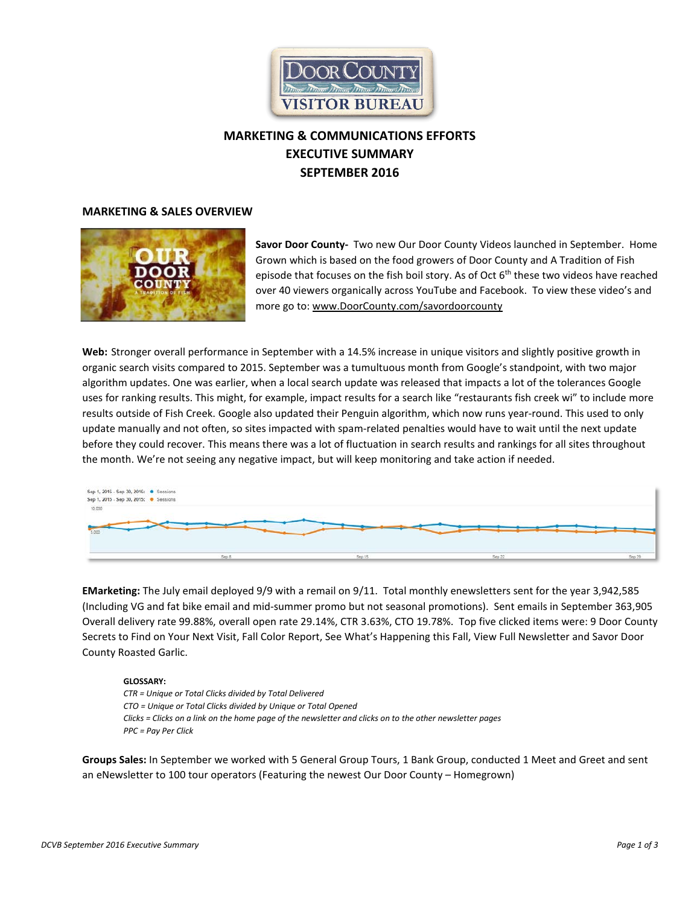# MARKETING & COMMUNICATIONS EFFORTS
# EXECUTIVE SUMMARY
# SEPTEMBER 2016

## MARKETING & SALES OVERVIEW

**Savor Door County-** Two new Our Door County Videos launched in September. Home Grown which is based on the food growers of Door County and A Tradition of Fish episode that focuses on the fish boil story. As of Oct 6th these two videos have reached over 40 viewers organically across YouTube and Facebook. To view these video's and more go to: www.DoorCounty.com/savordoorcounty

**Web:** Stronger overall performance in September with a 14.5% increase in unique visitors and slightly positive growth in organic search visits compared to 2015. September was a tumultuous month from Google's standpoint, with two major algorithm updates. One was earlier, when a local search update was released that impacts a lot of the tolerances Google uses for ranking results. This might, for example, impact results for a search like "restaurants fish creek wi" to include more results outside of Fish Creek. Google also updated their Penguin algorithm, which now runs year-round. This used to only update manually and not often, so sites impacted with spam-related penalties would have to wait until the next update before they could recover. This means there was a lot of fluctuation in search results and rankings for all sites throughout the month. We're not seeing any negative impact, but will keep monitoring and take action if needed.

**EMarketing:** The July email deployed 9/9 with a remail on 9/11. Total monthly enewsletters sent for the year 3,942,585 (Including VG and fat bike email and mid-summer promo but not seasonal promotions). Sent emails in September 363,905 Overall delivery rate 99.88%, overall open rate 29.14%, CTR 3.63%, CTO 19.78%. Top five clicked items were: 9 Door County Secrets to Find on Your Next Visit, Fall Color Report, See What's Happening this Fall, View Full Newsletter and Savor Door County Roasted Garlic.

**GLOSSARY:**

*CTR = Unique or Total Clicks divided by Total Delivered*
*CTO = Unique or Total Clicks divided by Unique or Total Opened*
*Clicks = Clicks on a link on the home page of the newsletter and clicks on to the other newsletter pages*
*PPC = Pay Per Click*

**Groups Sales:** In September we worked with 5 General Group Tours, 1 Bank Group, conducted 1 Meet and Greet and sent an eNewsletter to 100 tour operators (Featuring the newest Our Door County – Homegrown)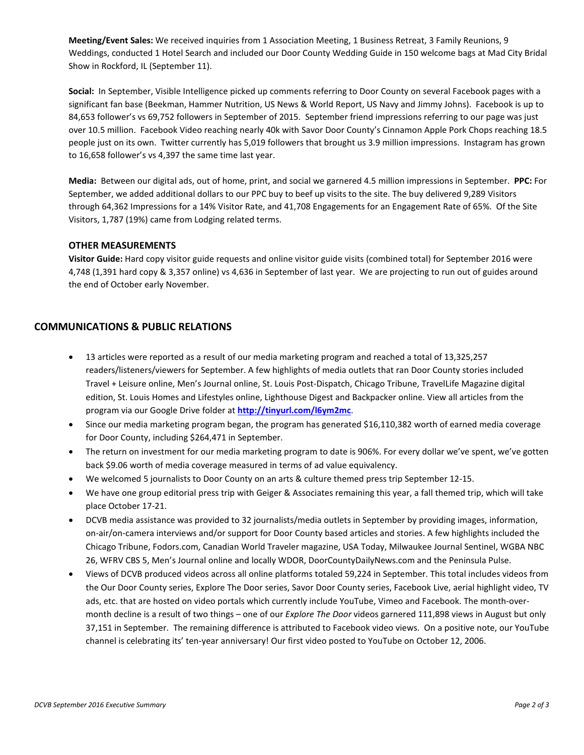**Meeting/Event Sales:** We received inquiries from 1 Association Meeting, 1 Business Retreat, 3 Family Reunions, 9 Weddings, conducted 1 Hotel Search and included our Door County Wedding Guide in 150 welcome bags at Mad City Bridal Show in Rockford, IL (September 11).

**Social:** In September, Visible Intelligence picked up comments referring to Door County on several Facebook pages with a significant fan base (Beekman, Hammer Nutrition, US News & World Report, US Navy and Jimmy Johns). Facebook is up to 84,653 follower's vs 69,752 followers in September of 2015. September friend impressions referring to our page was just over 10.5 million. Facebook Video reaching nearly 40k with Savor Door County's Cinnamon Apple Pork Chops reaching 18.5 people just on its own. Twitter currently has 5,019 followers that brought us 3.9 million impressions. Instagram has grown to 16,658 follower's vs 4,397 the same time last year.

**Media:** Between our digital ads, out of home, print, and social we garnered 4.5 million impressions in September. **PPC:** For September, we added additional dollars to our PPC buy to beef up visits to the site. The buy delivered 9,289 Visitors through 64,362 Impressions for a 14% Visitor Rate, and 41,708 Engagements for an Engagement Rate of 65%. Of the Site Visitors, 1,787 (19%) came from Lodging related terms.

### OTHER MEASUREMENTS

**Visitor Guide:** Hard copy visitor guide requests and online visitor guide visits (combined total) for September 2016 were 4,748 (1,391 hard copy & 3,357 online) vs 4,636 in September of last year. We are projecting to run out of guides around the end of October early November.

## COMMUNICATIONS & PUBLIC RELATIONS

- 13 articles were reported as a result of our media marketing program and reached a total of 13,325,257 readers/listeners/viewers for September. A few highlights of media outlets that ran Door County stories included Travel + Leisure online, Men's Journal online, St. Louis Post-Dispatch, Chicago Tribune, TravelLife Magazine digital edition, St. Louis Homes and Lifestyles online, Lighthouse Digest and Backpacker online. View all articles from the program via our Google Drive folder at **http://tinyurl.com/l6ym2mc**.
- Since our media marketing program began, the program has generated $16,110,382 worth of earned media coverage for Door County, including $264,471 in September.
- The return on investment for our media marketing program to date is 906%. For every dollar we've spent, we've gotten back $9.06 worth of media coverage measured in terms of ad value equivalency.
- We welcomed 5 journalists to Door County on an arts & culture themed press trip September 12-15.
- We have one group editorial press trip with Geiger & Associates remaining this year, a fall themed trip, which will take place October 17-21.
- DCVB media assistance was provided to 32 journalists/media outlets in September by providing images, information, on-air/on-camera interviews and/or support for Door County based articles and stories. A few highlights included the Chicago Tribune, Fodors.com, Canadian World Traveler magazine, USA Today, Milwaukee Journal Sentinel, WGBA NBC 26, WFRV CBS 5, Men's Journal online and locally WDOR, DoorCountyDailyNews.com and the Peninsula Pulse.
- Views of DCVB produced videos across all online platforms totaled 59,224 in September. This total includes videos from the Our Door County series, Explore The Door series, Savor Door County series, Facebook Live, aerial highlight video, TV ads, etc. that are hosted on video portals which currently include YouTube, Vimeo and Facebook. The month-over-month decline is a result of two things – one of our *Explore The Door* videos garnered 111,898 views in August but only 37,151 in September. The remaining difference is attributed to Facebook video views. On a positive note, our YouTube channel is celebrating its' ten-year anniversary! Our first video posted to YouTube on October 12, 2006.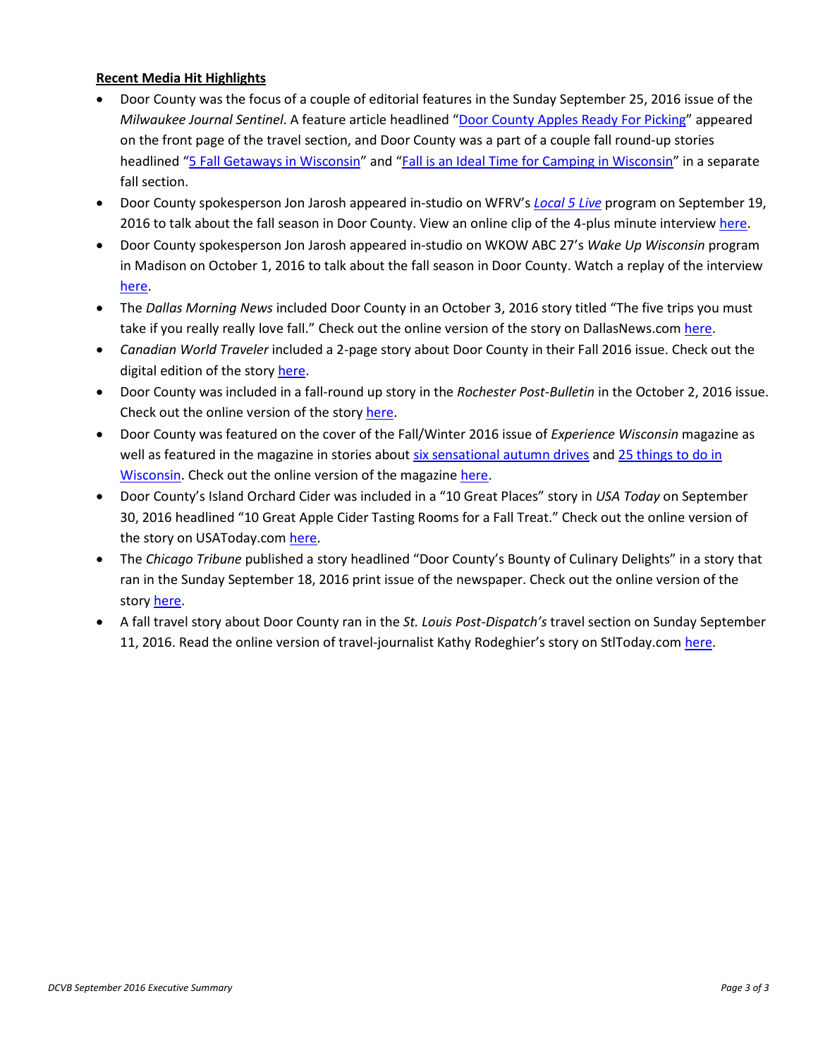**Recent Media Hit Highlights**

- Door County was the focus of a couple of editorial features in the Sunday September 25, 2016 issue of the *Milwaukee Journal Sentinel*. A feature article headlined "Door County Apples Ready For Picking" appeared on the front page of the travel section, and Door County was a part of a couple fall round-up stories headlined "5 Fall Getaways in Wisconsin" and "Fall is an Ideal Time for Camping in Wisconsin" in a separate fall section.
- Door County spokesperson Jon Jarosh appeared in-studio on WFRV's *Local 5 Live* program on September 19, 2016 to talk about the fall season in Door County. View an online clip of the 4-plus minute interview here.
- Door County spokesperson Jon Jarosh appeared in-studio on WKOW ABC 27's *Wake Up Wisconsin* program in Madison on October 1, 2016 to talk about the fall season in Door County. Watch a replay of the interview here.
- The *Dallas Morning News* included Door County in an October 3, 2016 story titled "The five trips you must take if you really really love fall." Check out the online version of the story on DallasNews.com here.
- *Canadian World Traveler* included a 2-page story about Door County in their Fall 2016 issue. Check out the digital edition of the story here.
- Door County was included in a fall-round up story in the *Rochester Post-Bulletin* in the October 2, 2016 issue. Check out the online version of the story here.
- Door County was featured on the cover of the Fall/Winter 2016 issue of *Experience Wisconsin* magazine as well as featured in the magazine in stories about six sensational autumn drives and 25 things to do in Wisconsin. Check out the online version of the magazine here.
- Door County's Island Orchard Cider was included in a "10 Great Places" story in *USA Today* on September 30, 2016 headlined "10 Great Apple Cider Tasting Rooms for a Fall Treat." Check out the online version of the story on USAToday.com here.
- The *Chicago Tribune* published a story headlined "Door County's Bounty of Culinary Delights" in a story that ran in the Sunday September 18, 2016 print issue of the newspaper. Check out the online version of the story here.
- A fall travel story about Door County ran in the *St. Louis Post-Dispatch's* travel section on Sunday September 11, 2016. Read the online version of travel-journalist Kathy Rodeghier's story on StlToday.com here.